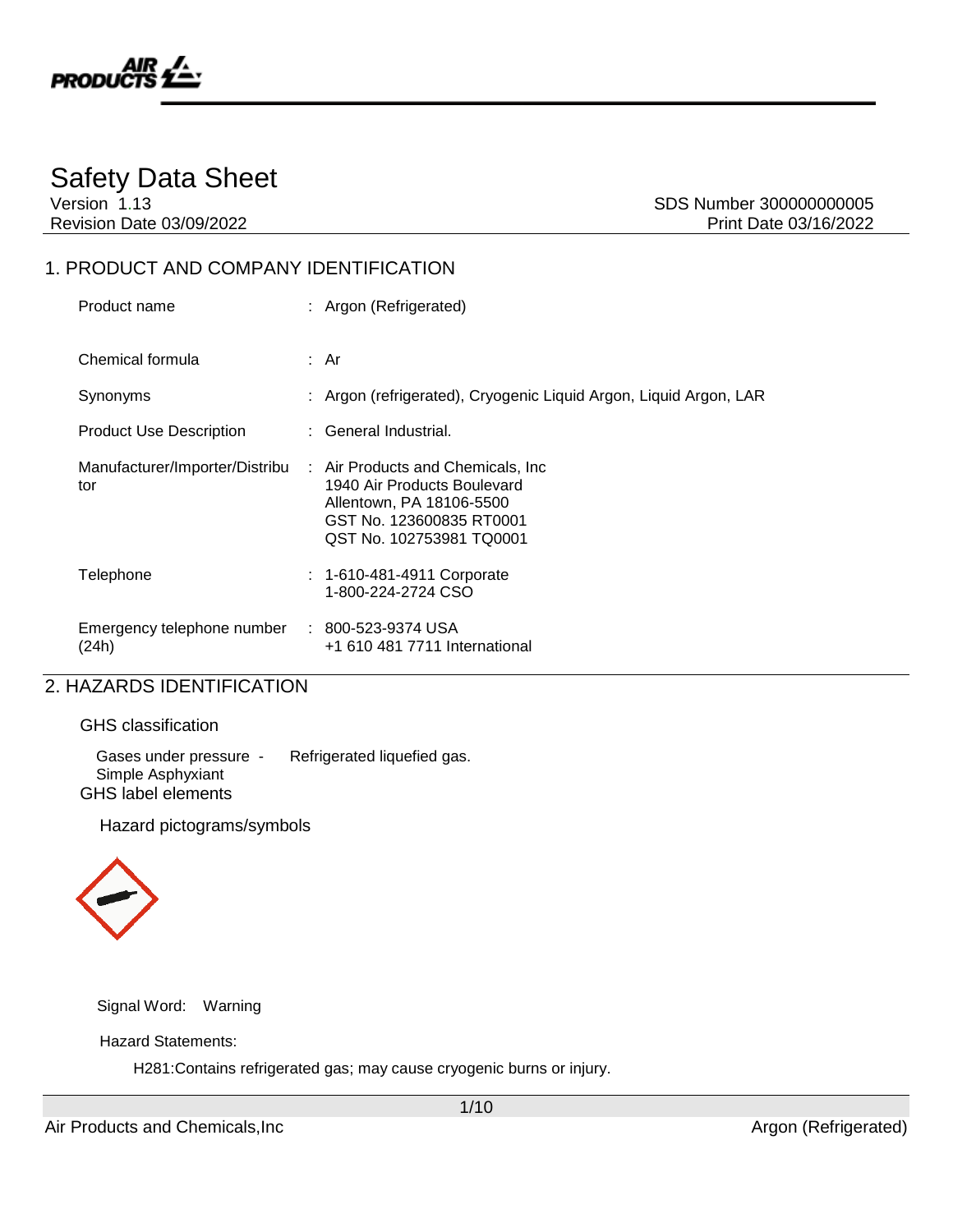# Safety Data Sheet

Version 1.13
Revision Date 03/09/2022

SDS Number 300000000005
Print Date 03/16/2022

## 1. PRODUCT AND COMPANY IDENTIFICATION

| | | |
|---|---|---|
| Product name | : | Argon (Refrigerated) |
| Chemical formula | : | Ar |
| Synonyms | : | Argon (refrigerated), Cryogenic Liquid Argon, Liquid Argon, LAR |
| Product Use Description | : | General Industrial. |
| Manufacturer/Importer/Distributor | : | Air Products and Chemicals, Inc<br>1940 Air Products Boulevard<br>Allentown, PA 18106-5500<br>GST No. 123600835 RT0001<br>QST No. 102753981 TQ0001 |
| Telephone | : | 1-610-481-4911 Corporate<br>1-800-224-2724 CSO |
| Emergency telephone number (24h) | : | 800-523-9374 USA<br>+1 610 481 7711 International |

## 2. HAZARDS IDENTIFICATION

### GHS classification

Gases under pressure - Refrigerated liquefied gas.
Simple Asphyxiant

### GHS label elements

Hazard pictograms/symbols

Signal Word: Warning

Hazard Statements:

H281:Contains refrigerated gas; may cause cryogenic burns or injury.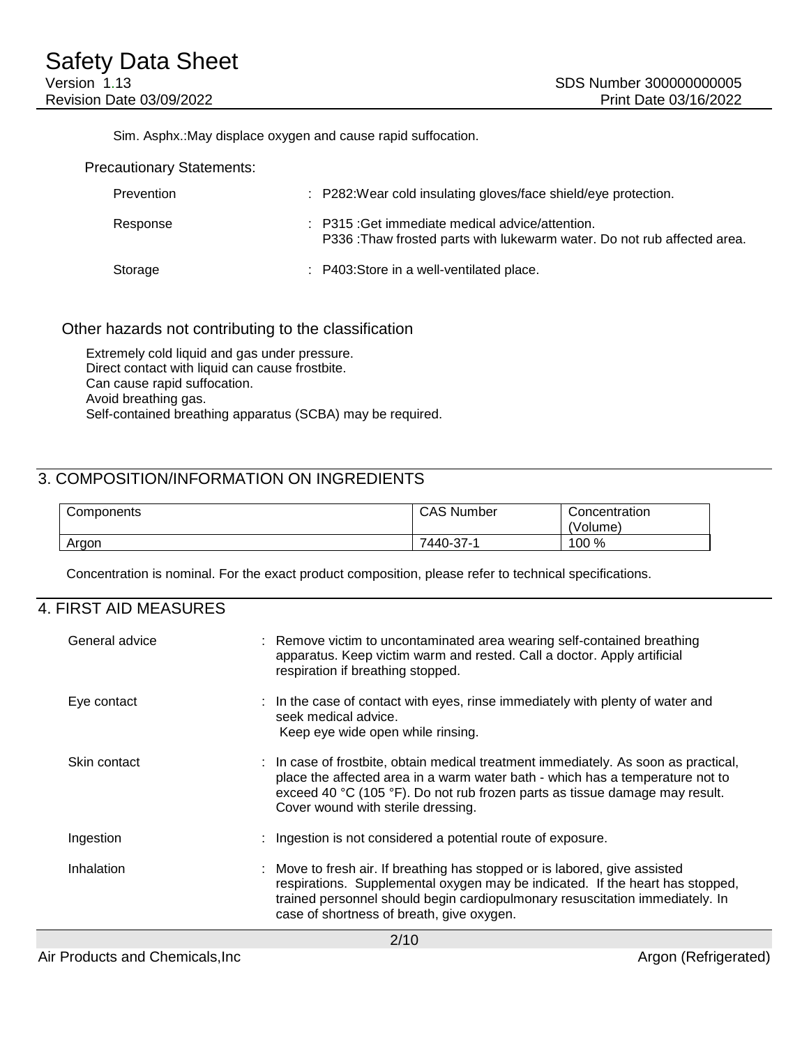Sim. Asphx.:May displace oxygen and cause rapid suffocation.

Precautionary Statements:

| | |
|---|---|
| Prevention | : P282:Wear cold insulating gloves/face shield/eye protection. |
| Response | : P315 :Get immediate medical advice/attention.<br>P336 :Thaw frosted parts with lukewarm water. Do not rub affected area. |
| Storage | : P403:Store in a well-ventilated place. |

### Other hazards not contributing to the classification

Extremely cold liquid and gas under pressure.
Direct contact with liquid can cause frostbite.
Can cause rapid suffocation.
Avoid breathing gas.
Self-contained breathing apparatus (SCBA) may be required.

## 3. COMPOSITION/INFORMATION ON INGREDIENTS

| Components | CAS Number | Concentration (Volume) |
|---|---|---|
| Argon | 7440-37-1 | 100 % |

Concentration is nominal. For the exact product composition, please refer to technical specifications.

## 4. FIRST AID MEASURES

| | |
|---|---|
| General advice | : Remove victim to uncontaminated area wearing self-contained breathing apparatus. Keep victim warm and rested. Call a doctor. Apply artificial respiration if breathing stopped. |
| Eye contact | : In the case of contact with eyes, rinse immediately with plenty of water and seek medical advice.<br>Keep eye wide open while rinsing. |
| Skin contact | : In case of frostbite, obtain medical treatment immediately. As soon as practical, place the affected area in a warm water bath - which has a temperature not to exceed 40 °C (105 °F). Do not rub frozen parts as tissue damage may result. Cover wound with sterile dressing. |
| Ingestion | : Ingestion is not considered a potential route of exposure. |
| Inhalation | : Move to fresh air. If breathing has stopped or is labored, give assisted respirations. Supplemental oxygen may be indicated. If the heart has stopped, trained personnel should begin cardiopulmonary resuscitation immediately. In case of shortness of breath, give oxygen. |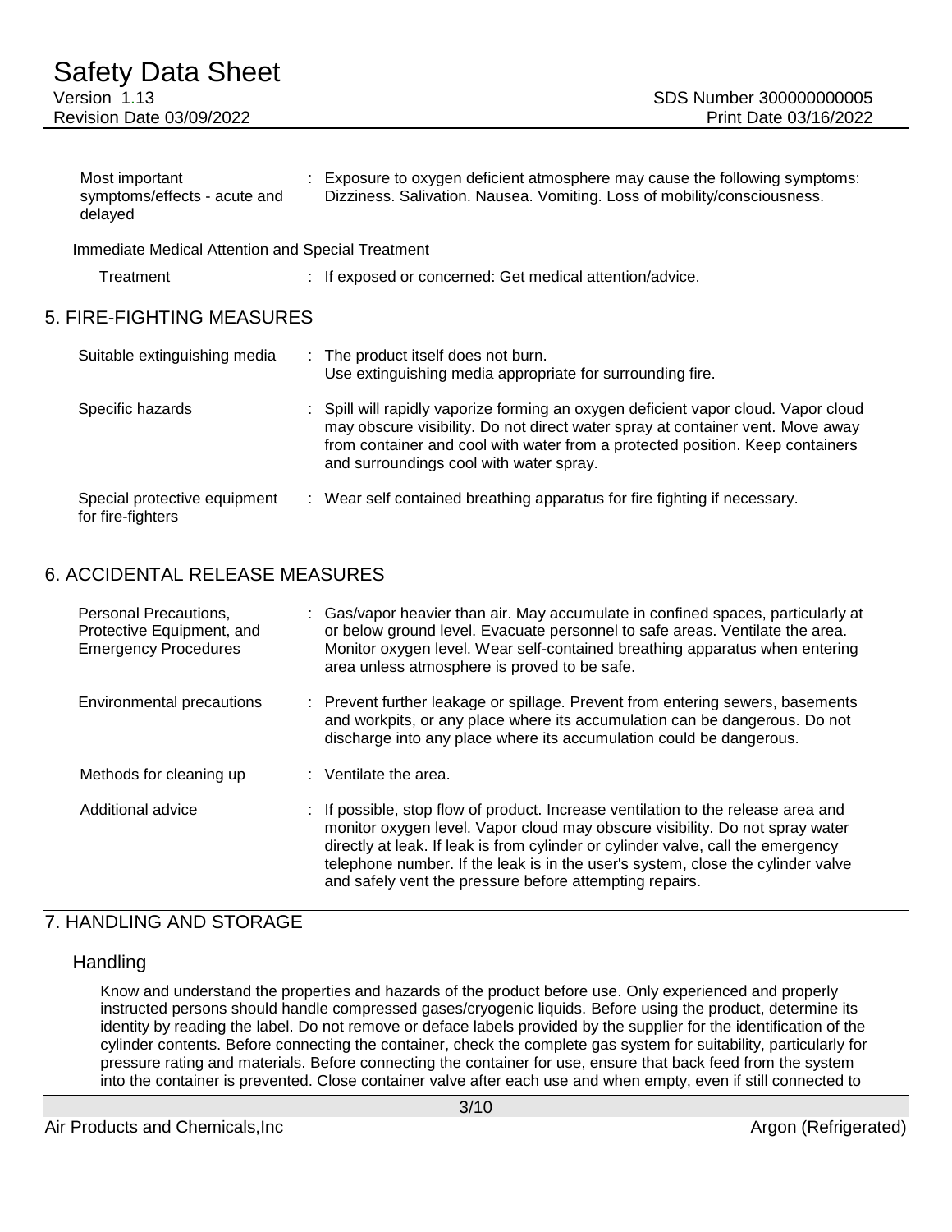| | |
|---|---|
| Most important symptoms/effects - acute and delayed | Exposure to oxygen deficient atmosphere may cause the following symptoms: Dizziness. Salivation. Nausea. Vomiting. Loss of mobility/consciousness. |

Immediate Medical Attention and Special Treatment

| | |
|---|---|
| Treatment | If exposed or concerned: Get medical attention/advice. |

## 5. FIRE-FIGHTING MEASURES

| | |
|---|---|
| Suitable extinguishing media | The product itself does not burn. Use extinguishing media appropriate for surrounding fire. |
| Specific hazards | Spill will rapidly vaporize forming an oxygen deficient vapor cloud. Vapor cloud may obscure visibility. Do not direct water spray at container vent. Move away from container and cool with water from a protected position. Keep containers and surroundings cool with water spray. |
| Special protective equipment for fire-fighters | Wear self contained breathing apparatus for fire fighting if necessary. |

## 6. ACCIDENTAL RELEASE MEASURES

| | |
|---|---|
| Personal Precautions, Protective Equipment, and Emergency Procedures | Gas/vapor heavier than air. May accumulate in confined spaces, particularly at or below ground level. Evacuate personnel to safe areas. Ventilate the area. Monitor oxygen level. Wear self-contained breathing apparatus when entering area unless atmosphere is proved to be safe. |
| Environmental precautions | Prevent further leakage or spillage. Prevent from entering sewers, basements and workpits, or any place where its accumulation can be dangerous. Do not discharge into any place where its accumulation could be dangerous. |
| Methods for cleaning up | Ventilate the area. |
| Additional advice | If possible, stop flow of product. Increase ventilation to the release area and monitor oxygen level. Vapor cloud may obscure visibility. Do not spray water directly at leak. If leak is from cylinder or cylinder valve, call the emergency telephone number. If the leak is in the user's system, close the cylinder valve and safely vent the pressure before attempting repairs. |

## 7. HANDLING AND STORAGE

### Handling

Know and understand the properties and hazards of the product before use. Only experienced and properly instructed persons should handle compressed gases/cryogenic liquids. Before using the product, determine its identity by reading the label. Do not remove or deface labels provided by the supplier for the identification of the cylinder contents. Before connecting the container, check the complete gas system for suitability, particularly for pressure rating and materials. Before connecting the container for use, ensure that back feed from the system into the container is prevented. Close container valve after each use and when empty, even if still connected to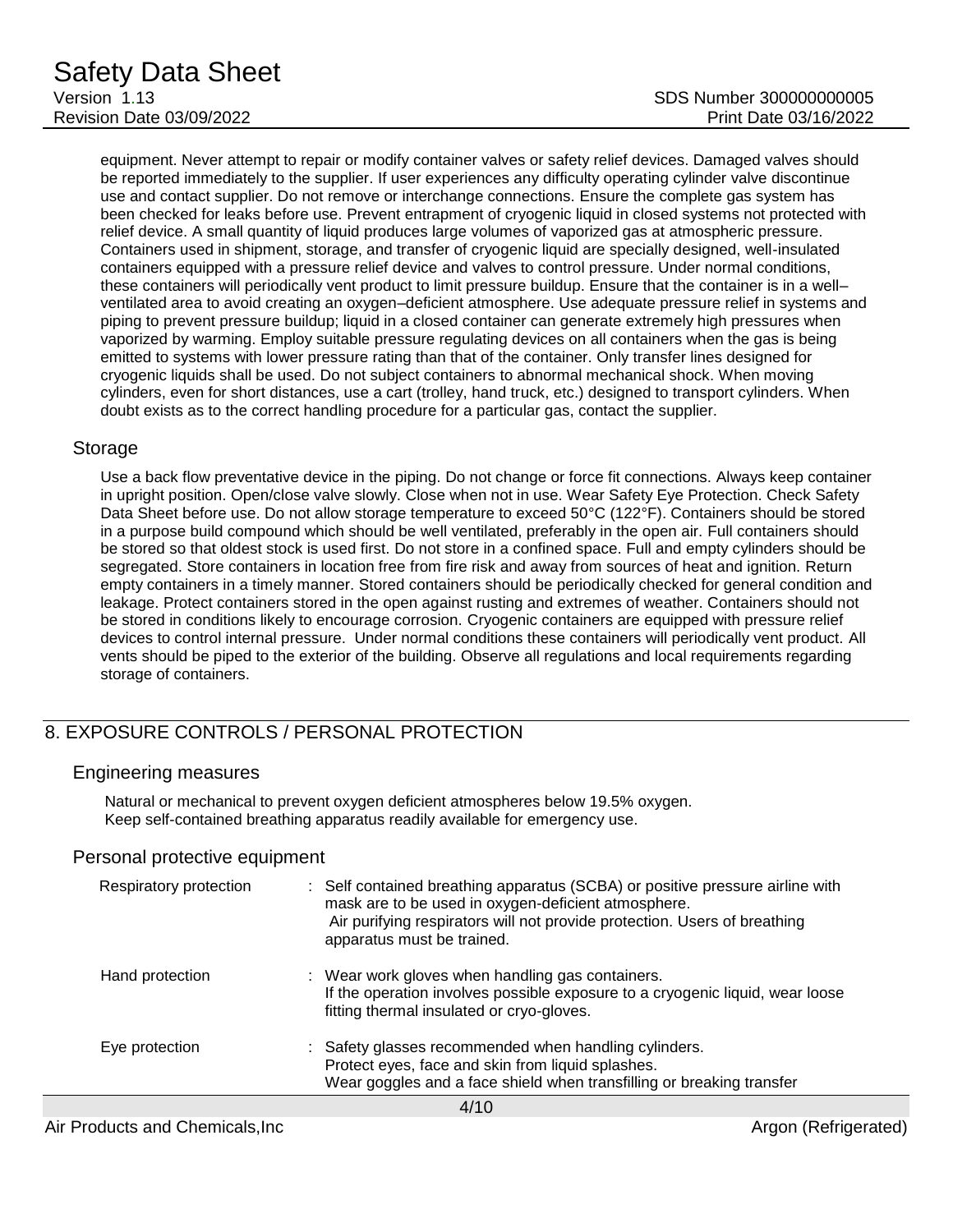equipment. Never attempt to repair or modify container valves or safety relief devices. Damaged valves should be reported immediately to the supplier. If user experiences any difficulty operating cylinder valve discontinue use and contact supplier. Do not remove or interchange connections. Ensure the complete gas system has been checked for leaks before use. Prevent entrapment of cryogenic liquid in closed systems not protected with relief device. A small quantity of liquid produces large volumes of vaporized gas at atmospheric pressure. Containers used in shipment, storage, and transfer of cryogenic liquid are specially designed, well-insulated containers equipped with a pressure relief device and valves to control pressure. Under normal conditions, these containers will periodically vent product to limit pressure buildup. Ensure that the container is in a well–ventilated area to avoid creating an oxygen–deficient atmosphere. Use adequate pressure relief in systems and piping to prevent pressure buildup; liquid in a closed container can generate extremely high pressures when vaporized by warming. Employ suitable pressure regulating devices on all containers when the gas is being emitted to systems with lower pressure rating than that of the container. Only transfer lines designed for cryogenic liquids shall be used. Do not subject containers to abnormal mechanical shock. When moving cylinders, even for short distances, use a cart (trolley, hand truck, etc.) designed to transport cylinders. When doubt exists as to the correct handling procedure for a particular gas, contact the supplier.

### Storage

Use a back flow preventative device in the piping. Do not change or force fit connections. Always keep container in upright position. Open/close valve slowly. Close when not in use. Wear Safety Eye Protection. Check Safety Data Sheet before use. Do not allow storage temperature to exceed 50°C (122°F). Containers should be stored in a purpose build compound which should be well ventilated, preferably in the open air. Full containers should be stored so that oldest stock is used first. Do not store in a confined space. Full and empty cylinders should be segregated. Store containers in location free from fire risk and away from sources of heat and ignition. Return empty containers in a timely manner. Stored containers should be periodically checked for general condition and leakage. Protect containers stored in the open against rusting and extremes of weather. Containers should not be stored in conditions likely to encourage corrosion. Cryogenic containers are equipped with pressure relief devices to control internal pressure. Under normal conditions these containers will periodically vent product. All vents should be piped to the exterior of the building. Observe all regulations and local requirements regarding storage of containers.

## 8. EXPOSURE CONTROLS / PERSONAL PROTECTION

### Engineering measures

Natural or mechanical to prevent oxygen deficient atmospheres below 19.5% oxygen.
Keep self-contained breathing apparatus readily available for emergency use.

### Personal protective equipment

Respiratory protection : Self contained breathing apparatus (SCBA) or positive pressure airline with mask are to be used in oxygen-deficient atmosphere.
Air purifying respirators will not provide protection. Users of breathing apparatus must be trained.

Hand protection : Wear work gloves when handling gas containers.
If the operation involves possible exposure to a cryogenic liquid, wear loose fitting thermal insulated or cryo-gloves.

Eye protection : Safety glasses recommended when handling cylinders.
Protect eyes, face and skin from liquid splashes.
Wear goggles and a face shield when transfilling or breaking transfer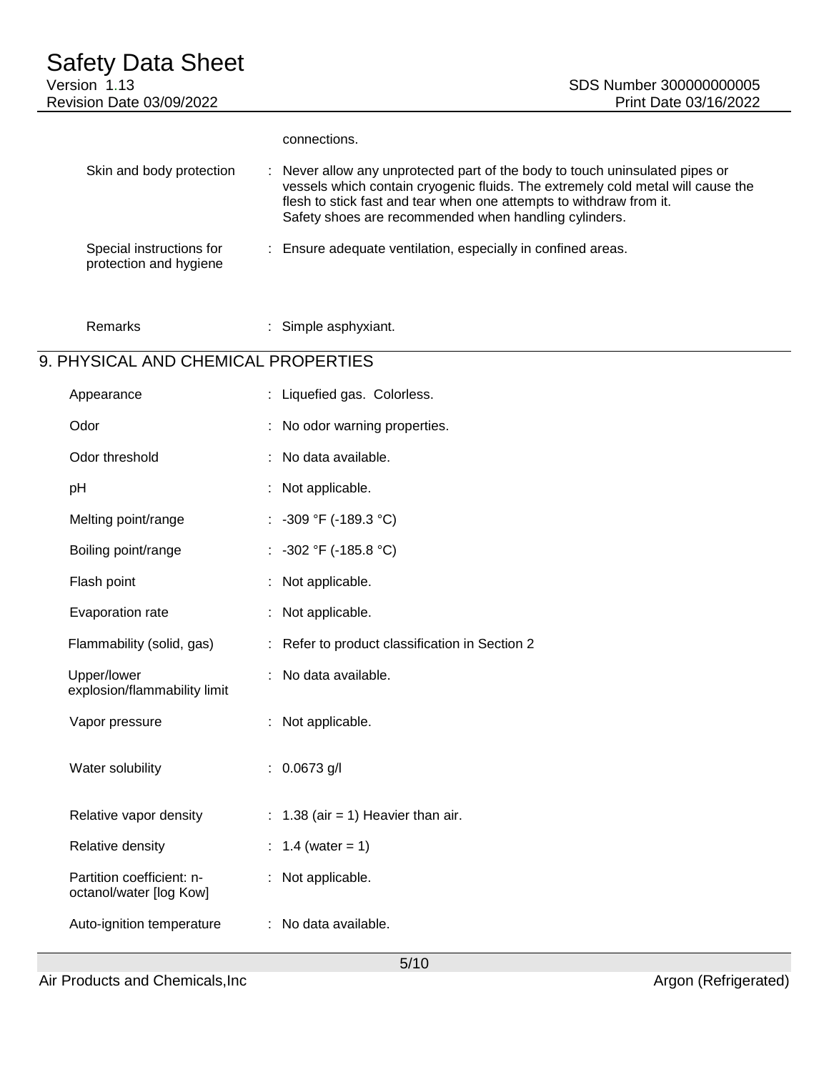connections.

| | | |
|---|---|---|
| Skin and body protection | : | Never allow any unprotected part of the body to touch uninsulated pipes or vessels which contain cryogenic fluids. The extremely cold metal will cause the flesh to stick fast and tear when one attempts to withdraw from it. Safety shoes are recommended when handling cylinders. |
| Special instructions for protection and hygiene | : | Ensure adequate ventilation, especially in confined areas. |
| Remarks | : | Simple asphyxiant. |

## 9. PHYSICAL AND CHEMICAL PROPERTIES

| | | |
|---|---|---|
| Appearance | : | Liquefied gas. Colorless. |
| Odor | : | No odor warning properties. |
| Odor threshold | : | No data available. |
| pH | : | Not applicable. |
| Melting point/range | : | -309 °F (-189.3 °C) |
| Boiling point/range | : | -302 °F (-185.8 °C) |
| Flash point | : | Not applicable. |
| Evaporation rate | : | Not applicable. |
| Flammability (solid, gas) | : | Refer to product classification in Section 2 |
| Upper/lower explosion/flammability limit | : | No data available. |
| Vapor pressure | : | Not applicable. |
| Water solubility | : | 0.0673 g/l |
| Relative vapor density | : | 1.38 (air = 1) Heavier than air. |
| Relative density | : | 1.4 (water = 1) |
| Partition coefficient: n-octanol/water [log Kow] | : | Not applicable. |
| Auto-ignition temperature | : | No data available. |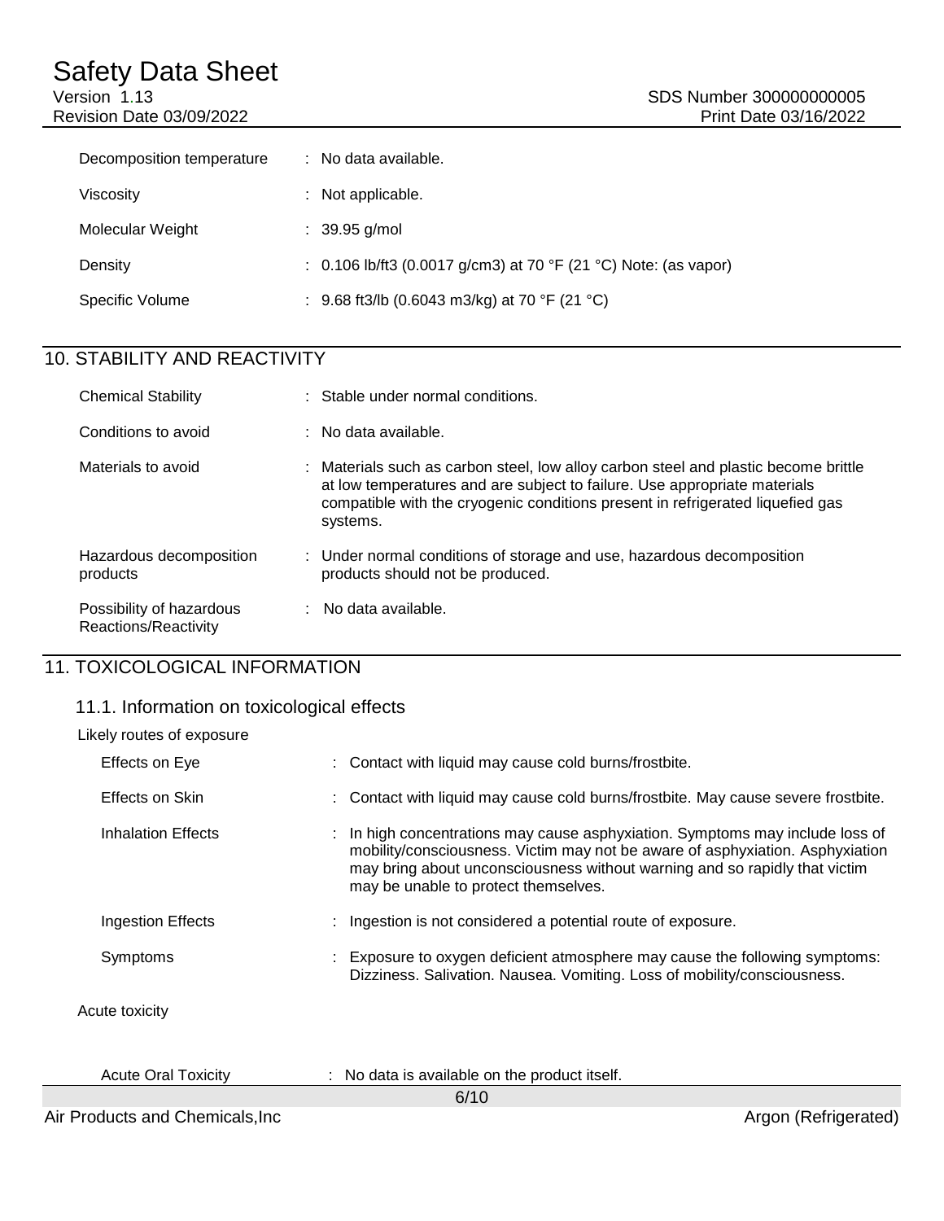| | |
|---|---|
| Decomposition temperature | : No data available. |
| Viscosity | : Not applicable. |
| Molecular Weight | : 39.95 g/mol |
| Density | : 0.106 lb/ft3 (0.0017 g/cm3) at 70 °F (21 °C) Note: (as vapor) |
| Specific Volume | : 9.68 ft3/lb (0.6043 m3/kg) at 70 °F (21 °C) |

## 10. STABILITY AND REACTIVITY

| | |
|---|---|
| Chemical Stability | : Stable under normal conditions. |
| Conditions to avoid | : No data available. |
| Materials to avoid | : Materials such as carbon steel, low alloy carbon steel and plastic become brittle at low temperatures and are subject to failure. Use appropriate materials compatible with the cryogenic conditions present in refrigerated liquefied gas systems. |
| Hazardous decomposition products | : Under normal conditions of storage and use, hazardous decomposition products should not be produced. |
| Possibility of hazardous Reactions/Reactivity | : No data available. |

## 11. TOXICOLOGICAL INFORMATION

### 11.1. Information on toxicological effects

Likely routes of exposure

| | |
|---|---|
| Effects on Eye | : Contact with liquid may cause cold burns/frostbite. |
| Effects on Skin | : Contact with liquid may cause cold burns/frostbite. May cause severe frostbite. |
| Inhalation Effects | : In high concentrations may cause asphyxiation. Symptoms may include loss of mobility/consciousness. Victim may not be aware of asphyxiation. Asphyxiation may bring about unconsciousness without warning and so rapidly that victim may be unable to protect themselves. |
| Ingestion Effects | : Ingestion is not considered a potential route of exposure. |
| Symptoms | : Exposure to oxygen deficient atmosphere may cause the following symptoms: Dizziness. Salivation. Nausea. Vomiting. Loss of mobility/consciousness. |

Acute toxicity

| | |
|---|---|
| Acute Oral Toxicity | : No data is available on the product itself. |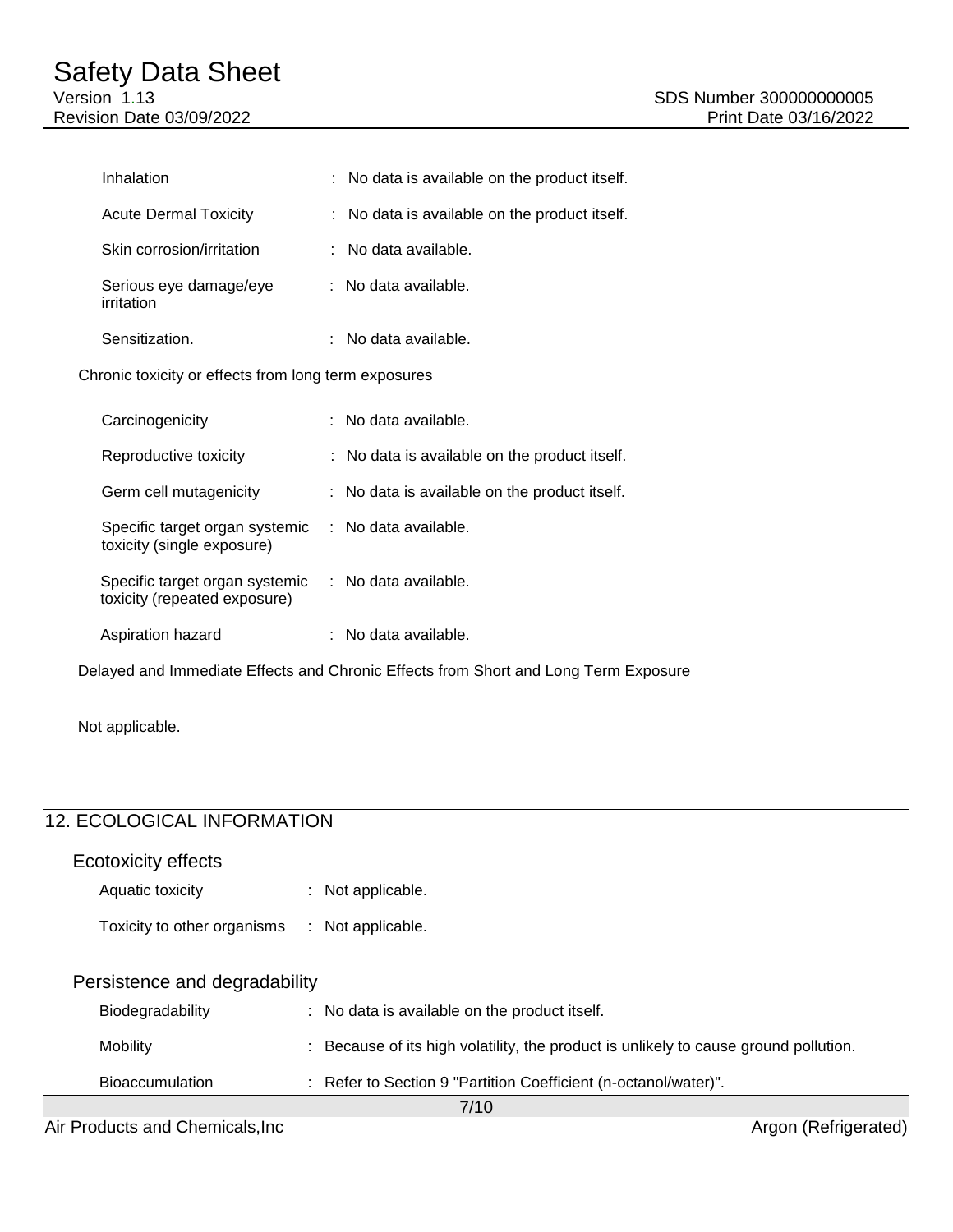| | |
|---|---|
| Inhalation | : No data is available on the product itself. |
| Acute Dermal Toxicity | : No data is available on the product itself. |
| Skin corrosion/irritation | : No data available. |
| Serious eye damage/eye irritation | : No data available. |
| Sensitization. | : No data available. |

Chronic toxicity or effects from long term exposures

| | |
|---|---|
| Carcinogenicity | : No data available. |
| Reproductive toxicity | : No data is available on the product itself. |
| Germ cell mutagenicity | : No data is available on the product itself. |
| Specific target organ systemic toxicity (single exposure) | : No data available. |
| Specific target organ systemic toxicity (repeated exposure) | : No data available. |
| Aspiration hazard | : No data available. |

Delayed and Immediate Effects and Chronic Effects from Short and Long Term Exposure

Not applicable.

## 12. ECOLOGICAL INFORMATION

### Ecotoxicity effects

| | |
|---|---|
| Aquatic toxicity | : Not applicable. |
| Toxicity to other organisms | : Not applicable. |

### Persistence and degradability

| | |
|---|---|
| Biodegradability | : No data is available on the product itself. |
| Mobility | : Because of its high volatility, the product is unlikely to cause ground pollution. |
| Bioaccumulation | : Refer to Section 9 "Partition Coefficient (n-octanol/water)". |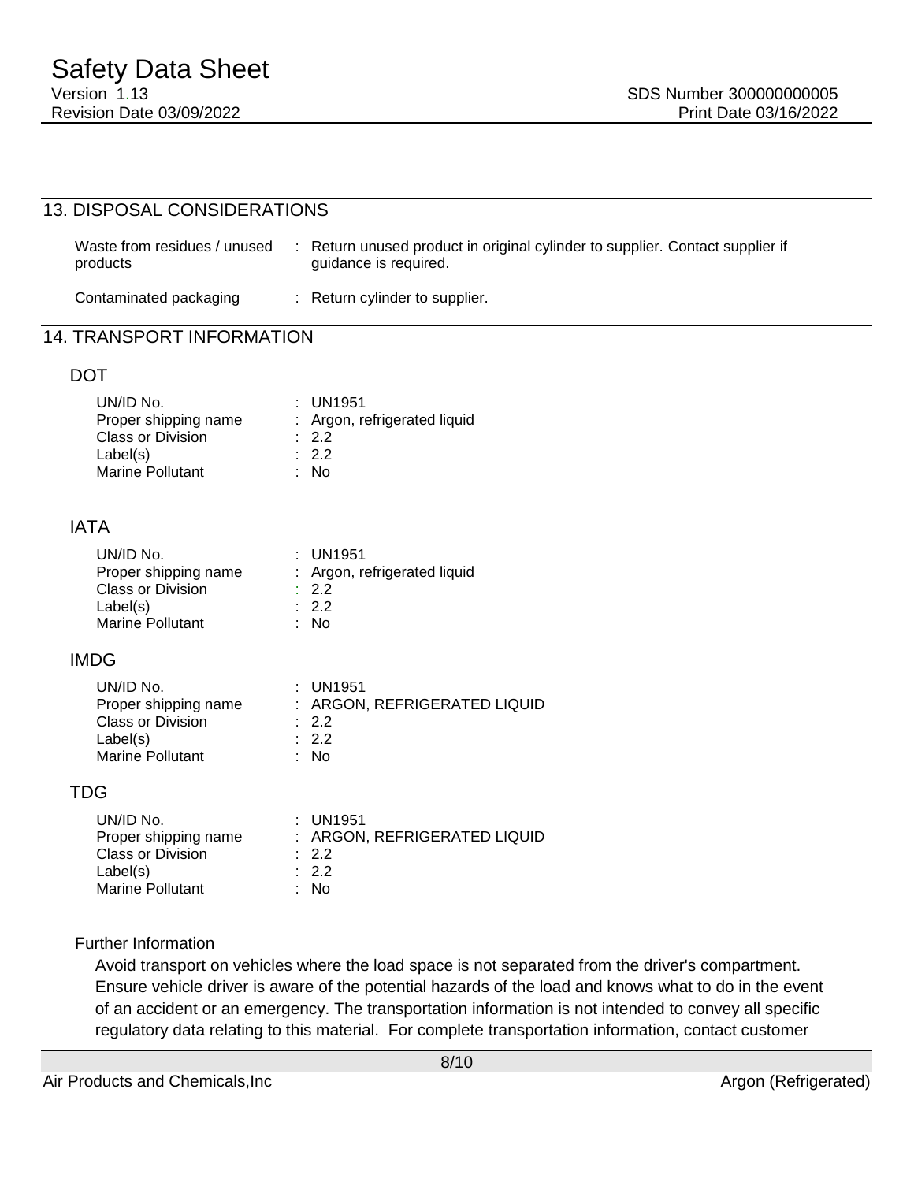## 13. DISPOSAL CONSIDERATIONS

| | |
|---|---|
| Waste from residues / unused products | Return unused product in original cylinder to supplier. Contact supplier if guidance is required. |
| Contaminated packaging | Return cylinder to supplier. |

## 14. TRANSPORT INFORMATION

### DOT

| | |
|---|---|
| UN/ID No. | UN1951 |
| Proper shipping name | Argon, refrigerated liquid |
| Class or Division | 2.2 |
| Label(s) | 2.2 |
| Marine Pollutant | No |

### IATA

| | |
|---|---|
| UN/ID No. | UN1951 |
| Proper shipping name | Argon, refrigerated liquid |
| Class or Division | 2.2 |
| Label(s) | 2.2 |
| Marine Pollutant | No |

### IMDG

| | |
|---|---|
| UN/ID No. | UN1951 |
| Proper shipping name | ARGON, REFRIGERATED LIQUID |
| Class or Division | 2.2 |
| Label(s) | 2.2 |
| Marine Pollutant | No |

### TDG

| | |
|---|---|
| UN/ID No. | UN1951 |
| Proper shipping name | ARGON, REFRIGERATED LIQUID |
| Class or Division | 2.2 |
| Label(s) | 2.2 |
| Marine Pollutant | No |

Further Information

Avoid transport on vehicles where the load space is not separated from the driver's compartment. Ensure vehicle driver is aware of the potential hazards of the load and knows what to do in the event of an accident or an emergency. The transportation information is not intended to convey all specific regulatory data relating to this material. For complete transportation information, contact customer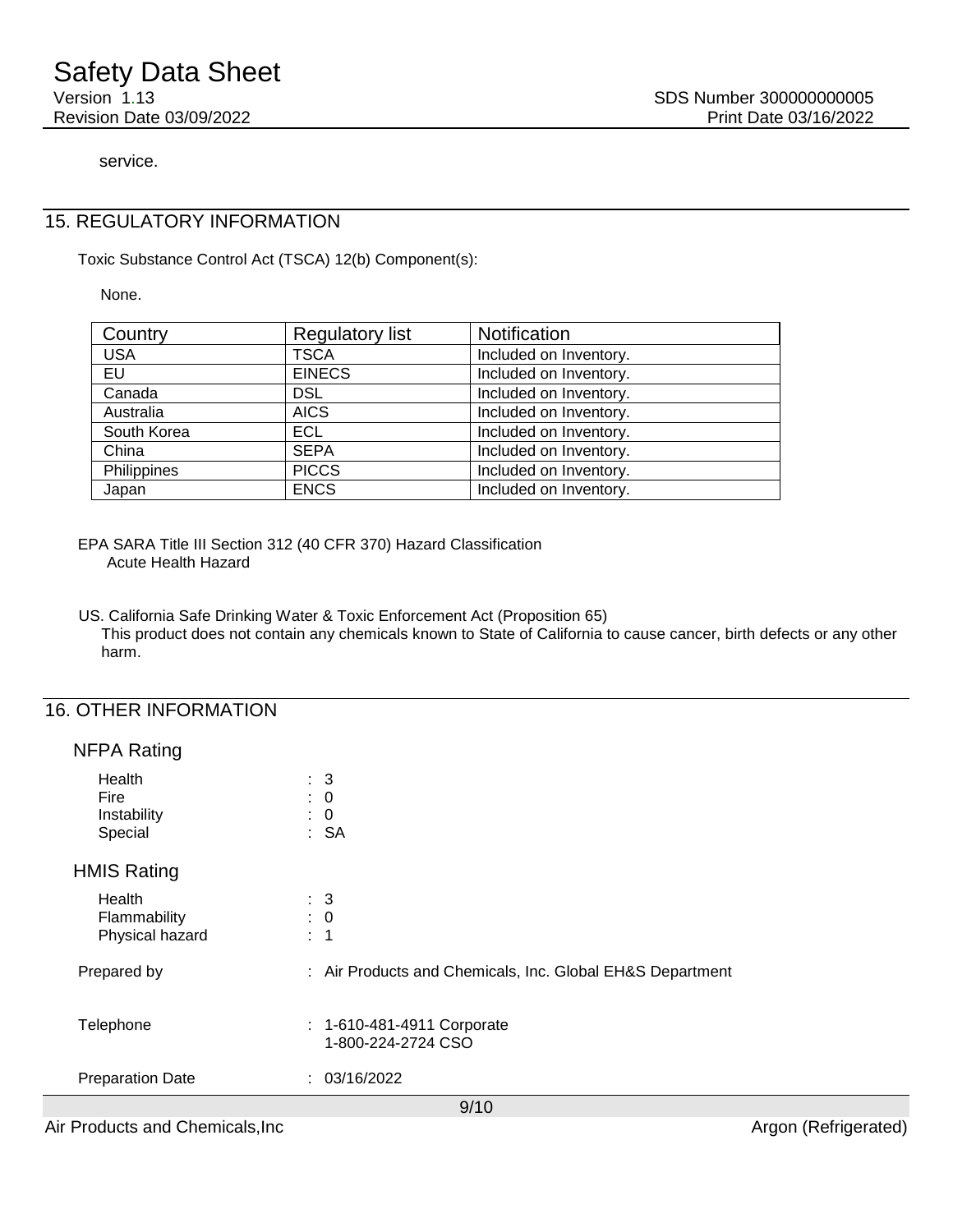service.

## 15. REGULATORY INFORMATION

Toxic Substance Control Act (TSCA) 12(b) Component(s):

None.

| Country | Regulatory list | Notification |
| --- | --- | --- |
| USA | TSCA | Included on Inventory. |
| EU | EINECS | Included on Inventory. |
| Canada | DSL | Included on Inventory. |
| Australia | AICS | Included on Inventory. |
| South Korea | ECL | Included on Inventory. |
| China | SEPA | Included on Inventory. |
| Philippines | PICCS | Included on Inventory. |
| Japan | ENCS | Included on Inventory. |

EPA SARA Title III Section 312 (40 CFR 370) Hazard Classification
Acute Health Hazard

US. California Safe Drinking Water & Toxic Enforcement Act (Proposition 65)
This product does not contain any chemicals known to State of California to cause cancer, birth defects or any other harm.

## 16. OTHER INFORMATION

### NFPA Rating

Health : 3
Fire : 0
Instability : 0
Special : SA

### HMIS Rating

Health : 3
Flammability : 0
Physical hazard : 1

Prepared by : Air Products and Chemicals, Inc. Global EH&S Department

Telephone : 1-610-481-4911 Corporate
1-800-224-2724 CSO

Preparation Date : 03/16/2022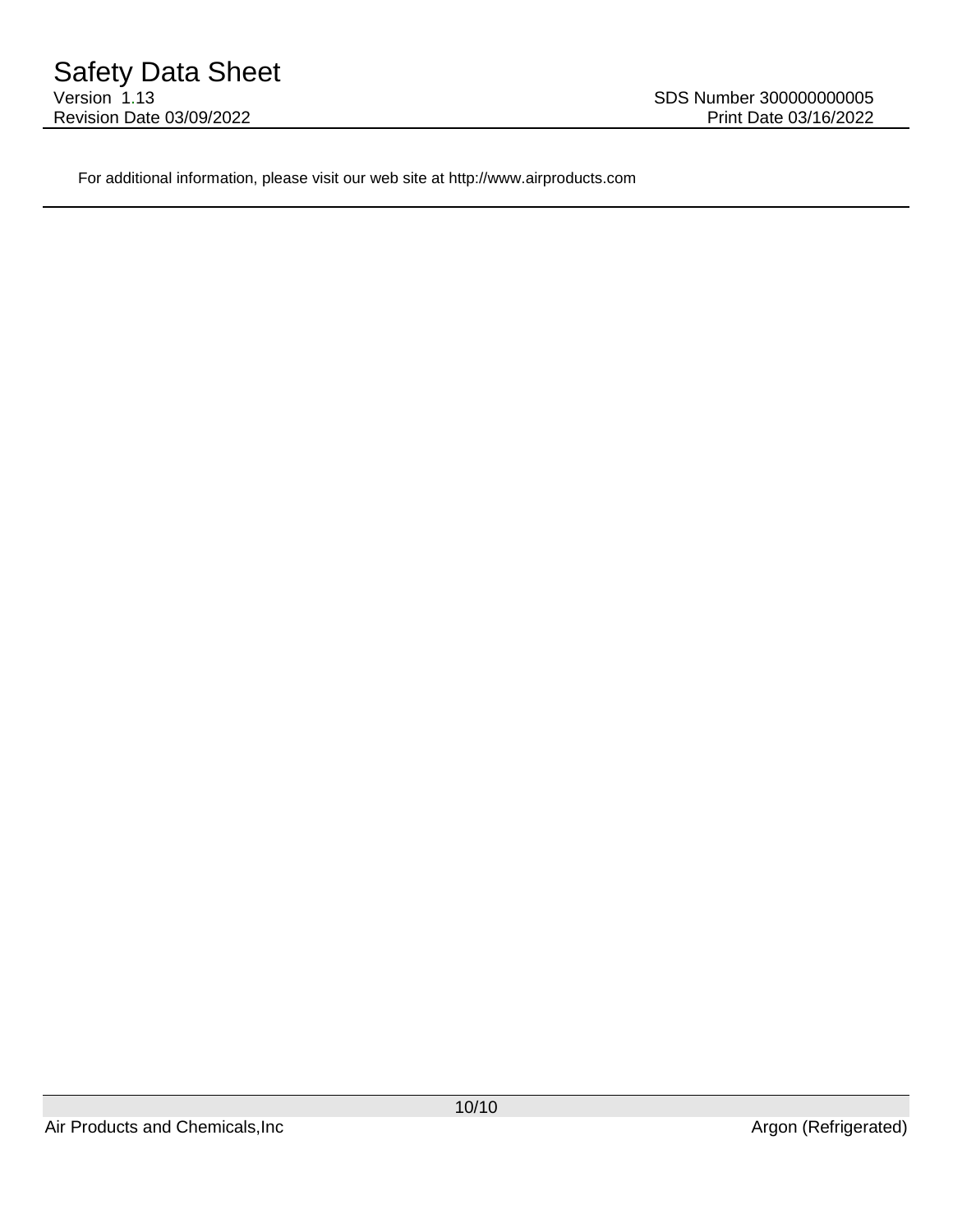For additional information, please visit our web site at http://www.airproducts.com